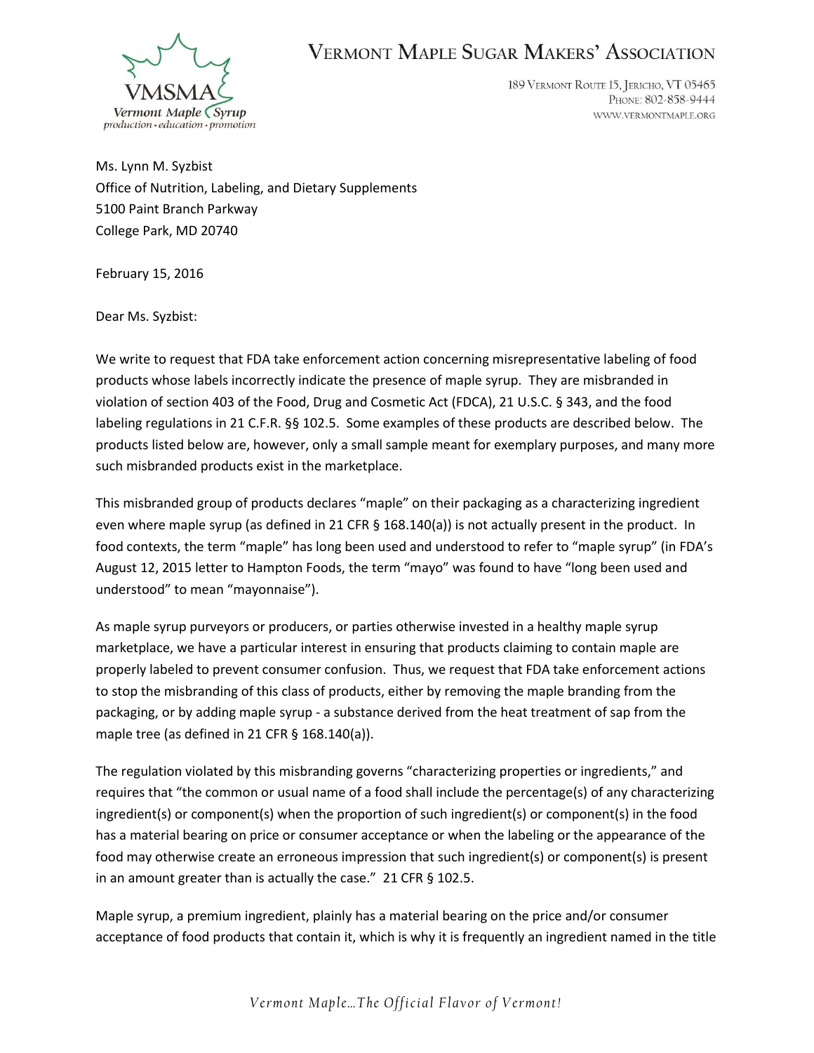# VERMONT MAPLE SUGAR MAKERS' ASSOCIATION

VMSMA
Vermont Maple Syrup
production · education · promotion

189 VERMONT ROUTE 15, JERICHO, VT 05465
PHONE: 802-858-9444
WWW.VERMONTMAPLE.ORG

Ms. Lynn M. Syzbist
Office of Nutrition, Labeling, and Dietary Supplements
5100 Paint Branch Parkway
College Park, MD 20740

February 15, 2016

Dear Ms. Syzbist:

We write to request that FDA take enforcement action concerning misrepresentative labeling of food products whose labels incorrectly indicate the presence of maple syrup. They are misbranded in violation of section 403 of the Food, Drug and Cosmetic Act (FDCA), 21 U.S.C. § 343, and the food labeling regulations in 21 C.F.R. §§ 102.5. Some examples of these products are described below. The products listed below are, however, only a small sample meant for exemplary purposes, and many more such misbranded products exist in the marketplace.

This misbranded group of products declares "maple" on their packaging as a characterizing ingredient even where maple syrup (as defined in 21 CFR § 168.140(a)) is not actually present in the product. In food contexts, the term "maple" has long been used and understood to refer to "maple syrup" (in FDA's August 12, 2015 letter to Hampton Foods, the term "mayo" was found to have "long been used and understood" to mean "mayonnaise").

As maple syrup purveyors or producers, or parties otherwise invested in a healthy maple syrup marketplace, we have a particular interest in ensuring that products claiming to contain maple are properly labeled to prevent consumer confusion. Thus, we request that FDA take enforcement actions to stop the misbranding of this class of products, either by removing the maple branding from the packaging, or by adding maple syrup - a substance derived from the heat treatment of sap from the maple tree (as defined in 21 CFR § 168.140(a)).

The regulation violated by this misbranding governs "characterizing properties or ingredients," and requires that "the common or usual name of a food shall include the percentage(s) of any characterizing ingredient(s) or component(s) when the proportion of such ingredient(s) or component(s) in the food has a material bearing on price or consumer acceptance or when the labeling or the appearance of the food may otherwise create an erroneous impression that such ingredient(s) or component(s) is present in an amount greater than is actually the case." 21 CFR § 102.5.

Maple syrup, a premium ingredient, plainly has a material bearing on the price and/or consumer acceptance of food products that contain it, which is why it is frequently an ingredient named in the title

*Vermont Maple…The Official Flavor of Vermont!*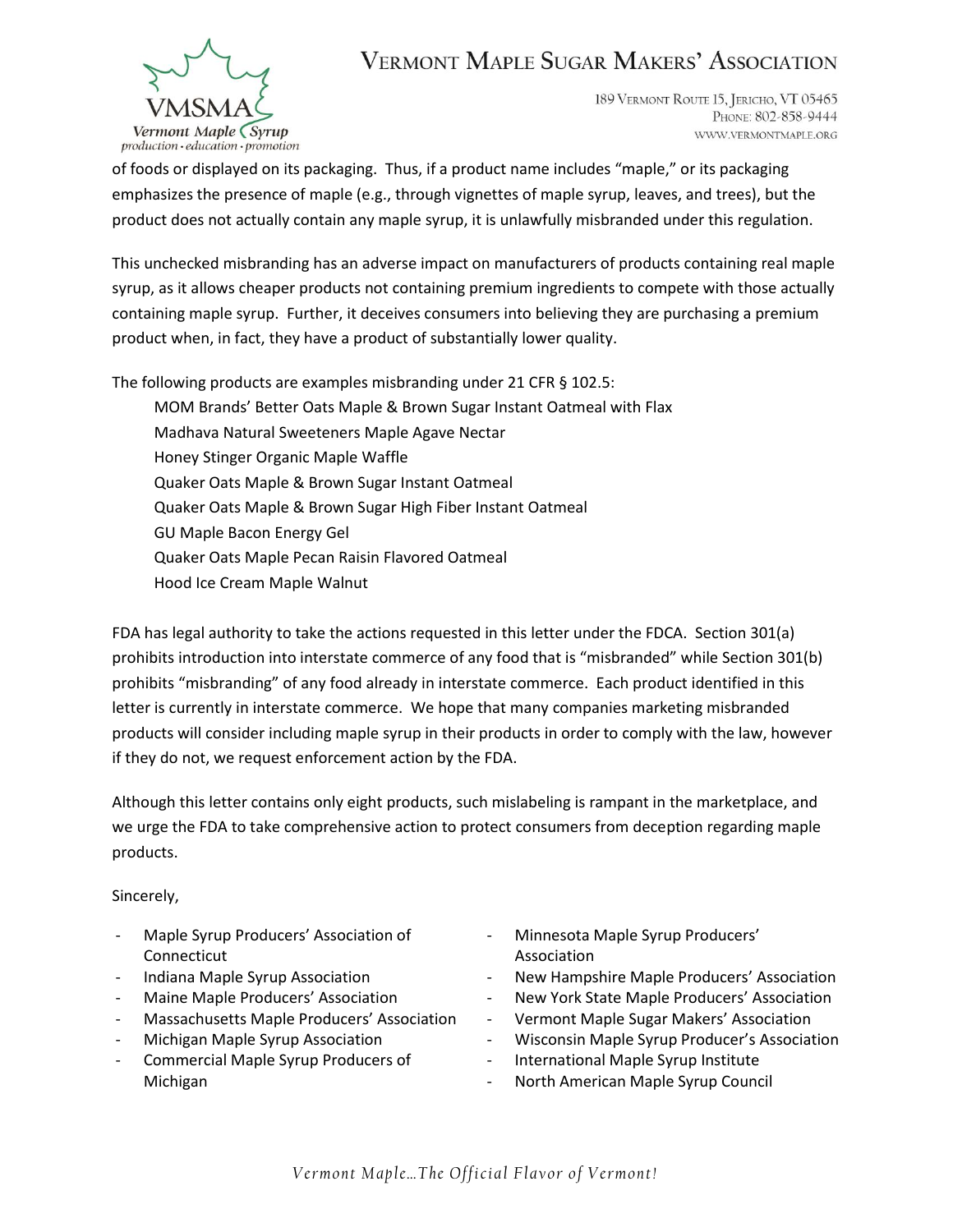of foods or displayed on its packaging. Thus, if a product name includes "maple," or its packaging emphasizes the presence of maple (e.g., through vignettes of maple syrup, leaves, and trees), but the product does not actually contain any maple syrup, it is unlawfully misbranded under this regulation.

This unchecked misbranding has an adverse impact on manufacturers of products containing real maple syrup, as it allows cheaper products not containing premium ingredients to compete with those actually containing maple syrup. Further, it deceives consumers into believing they are purchasing a premium product when, in fact, they have a product of substantially lower quality.

The following products are examples misbranding under 21 CFR § 102.5:

- MOM Brands' Better Oats Maple & Brown Sugar Instant Oatmeal with Flax
- Madhava Natural Sweeteners Maple Agave Nectar
- Honey Stinger Organic Maple Waffle
- Quaker Oats Maple & Brown Sugar Instant Oatmeal
- Quaker Oats Maple & Brown Sugar High Fiber Instant Oatmeal
- GU Maple Bacon Energy Gel
- Quaker Oats Maple Pecan Raisin Flavored Oatmeal
- Hood Ice Cream Maple Walnut

FDA has legal authority to take the actions requested in this letter under the FDCA. Section 301(a) prohibits introduction into interstate commerce of any food that is "misbranded" while Section 301(b) prohibits "misbranding" of any food already in interstate commerce. Each product identified in this letter is currently in interstate commerce. We hope that many companies marketing misbranded products will consider including maple syrup in their products in order to comply with the law, however if they do not, we request enforcement action by the FDA.

Although this letter contains only eight products, such mislabeling is rampant in the marketplace, and we urge the FDA to take comprehensive action to protect consumers from deception regarding maple products.

Sincerely,

- Maple Syrup Producers' Association of Connecticut
- Indiana Maple Syrup Association
- Maine Maple Producers' Association
- Massachusetts Maple Producers' Association
- Michigan Maple Syrup Association
- Commercial Maple Syrup Producers of Michigan
- Minnesota Maple Syrup Producers' Association
- New Hampshire Maple Producers' Association
- New York State Maple Producers' Association
- Vermont Maple Sugar Makers' Association
- Wisconsin Maple Syrup Producer's Association
- International Maple Syrup Institute
- North American Maple Syrup Council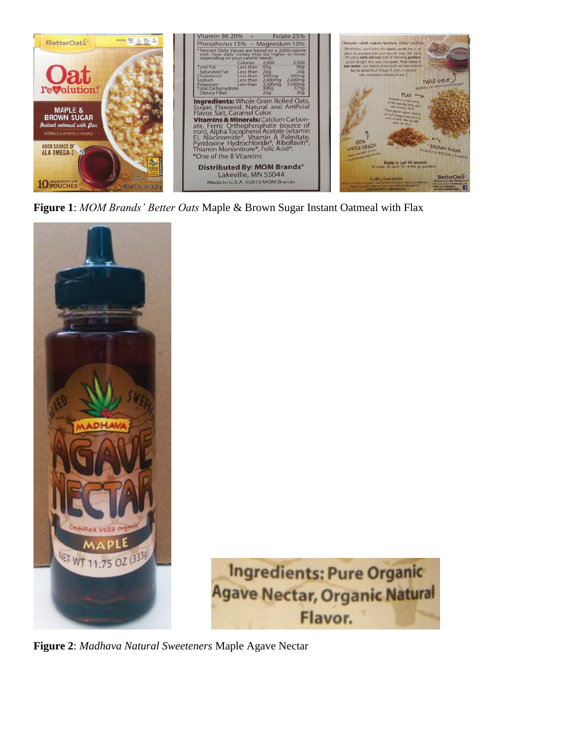**Figure 1**: *MOM Brands' Better Oats* Maple & Brown Sugar Instant Oatmeal with Flax

**Figure 2**: *Madhava Natural Sweeteners* Maple Agave Nectar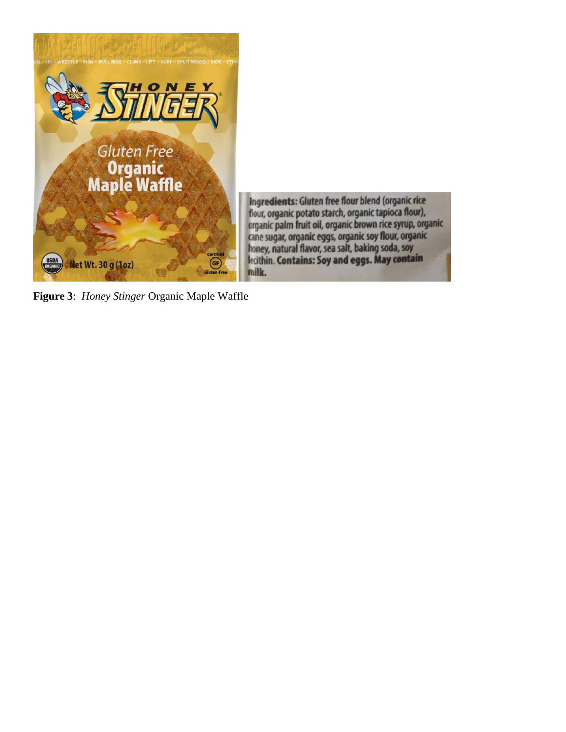**Figure 3**: *Honey Stinger* Organic Maple Waffle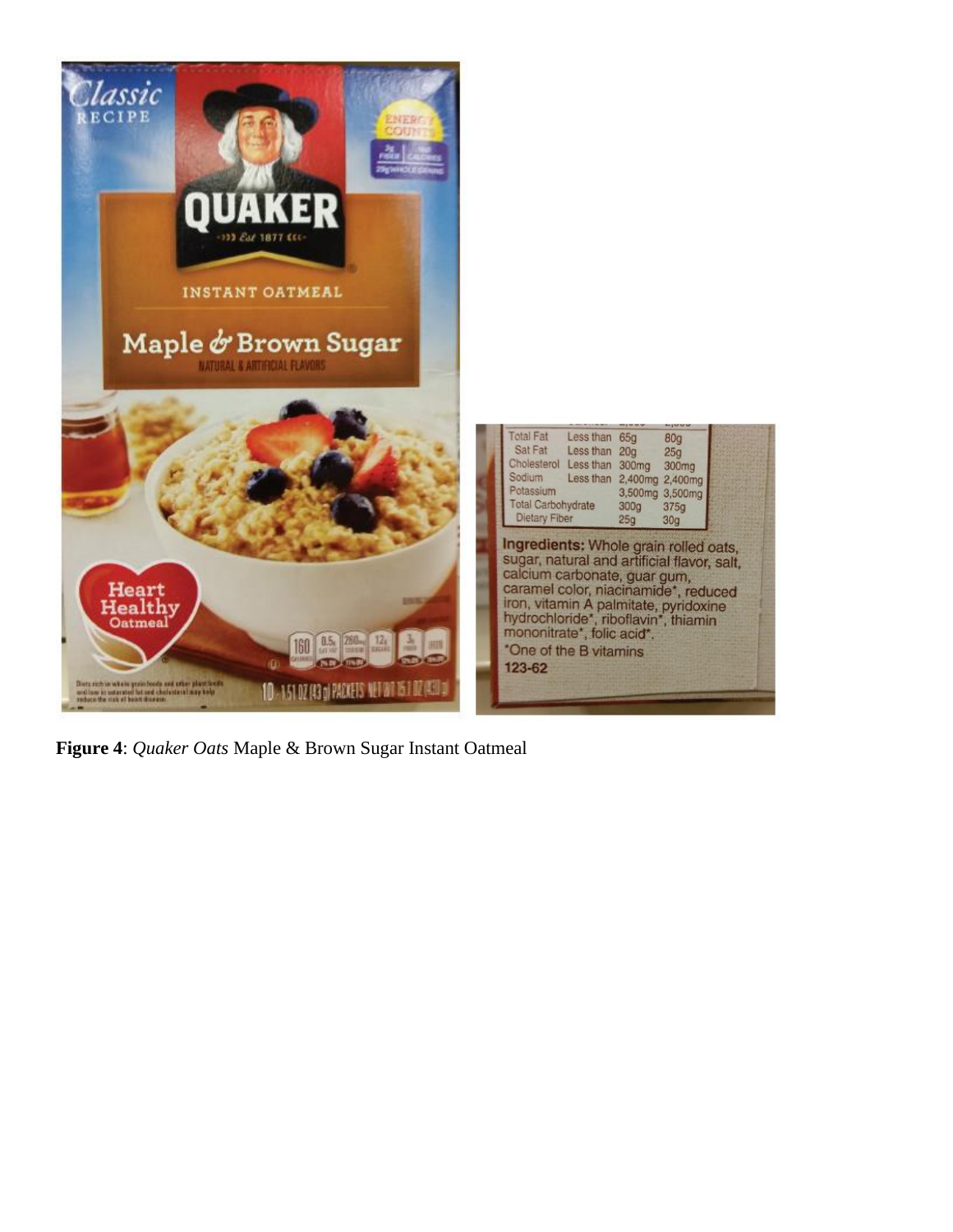**Figure 4**: *Quaker Oats* Maple & Brown Sugar Instant Oatmeal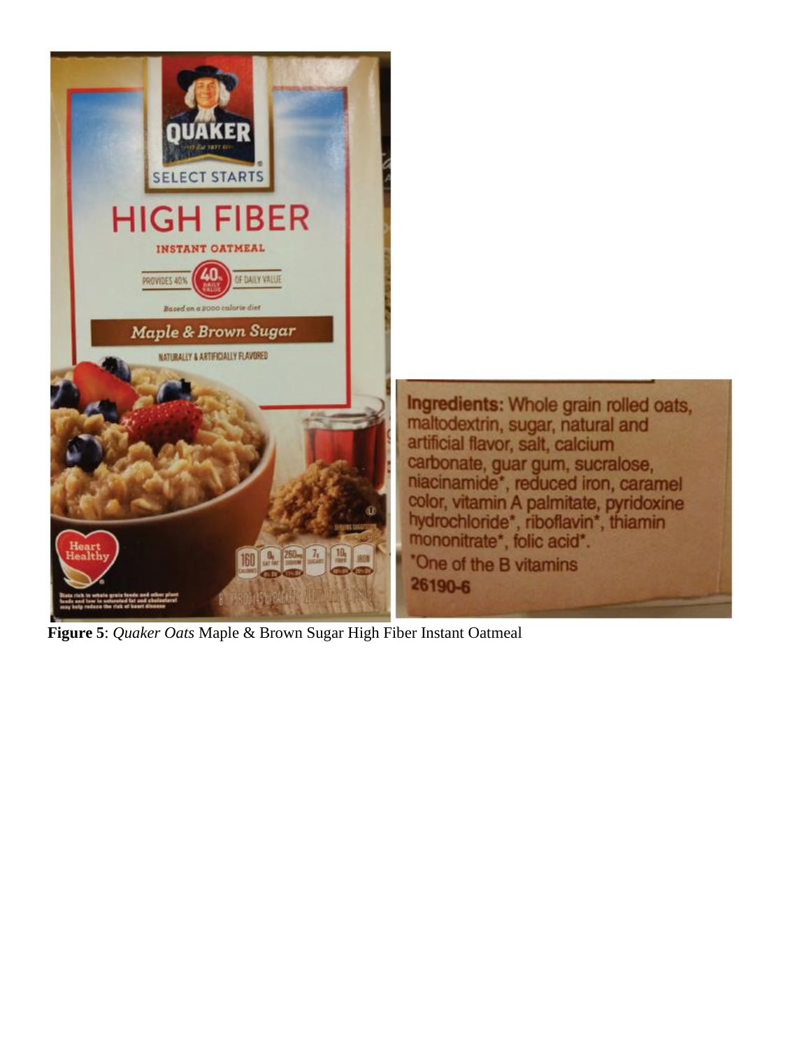**Figure 5**: *Quaker Oats* Maple & Brown Sugar High Fiber Instant Oatmeal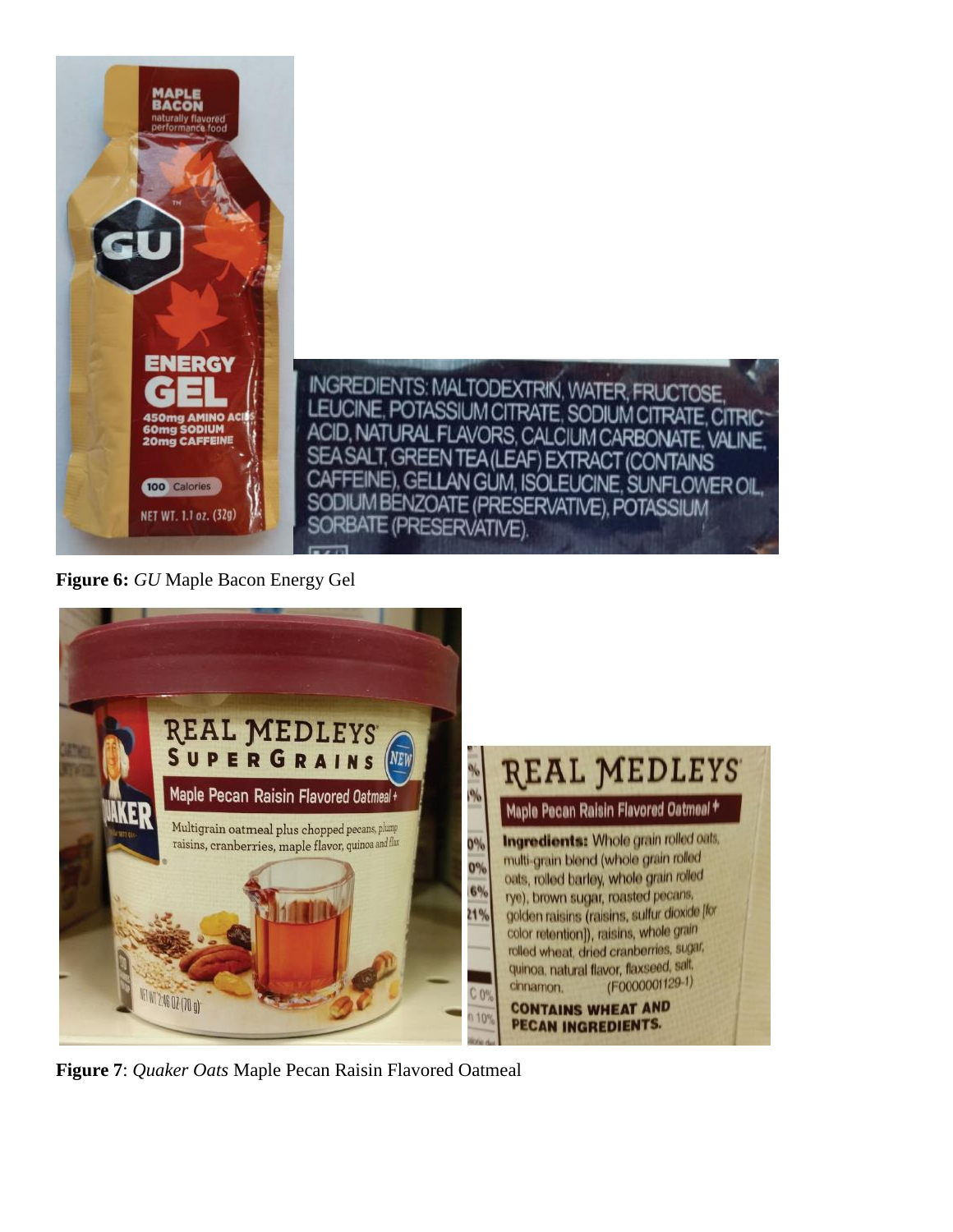**Figure 6:** *GU* Maple Bacon Energy Gel

**Figure 7**: *Quaker Oats* Maple Pecan Raisin Flavored Oatmeal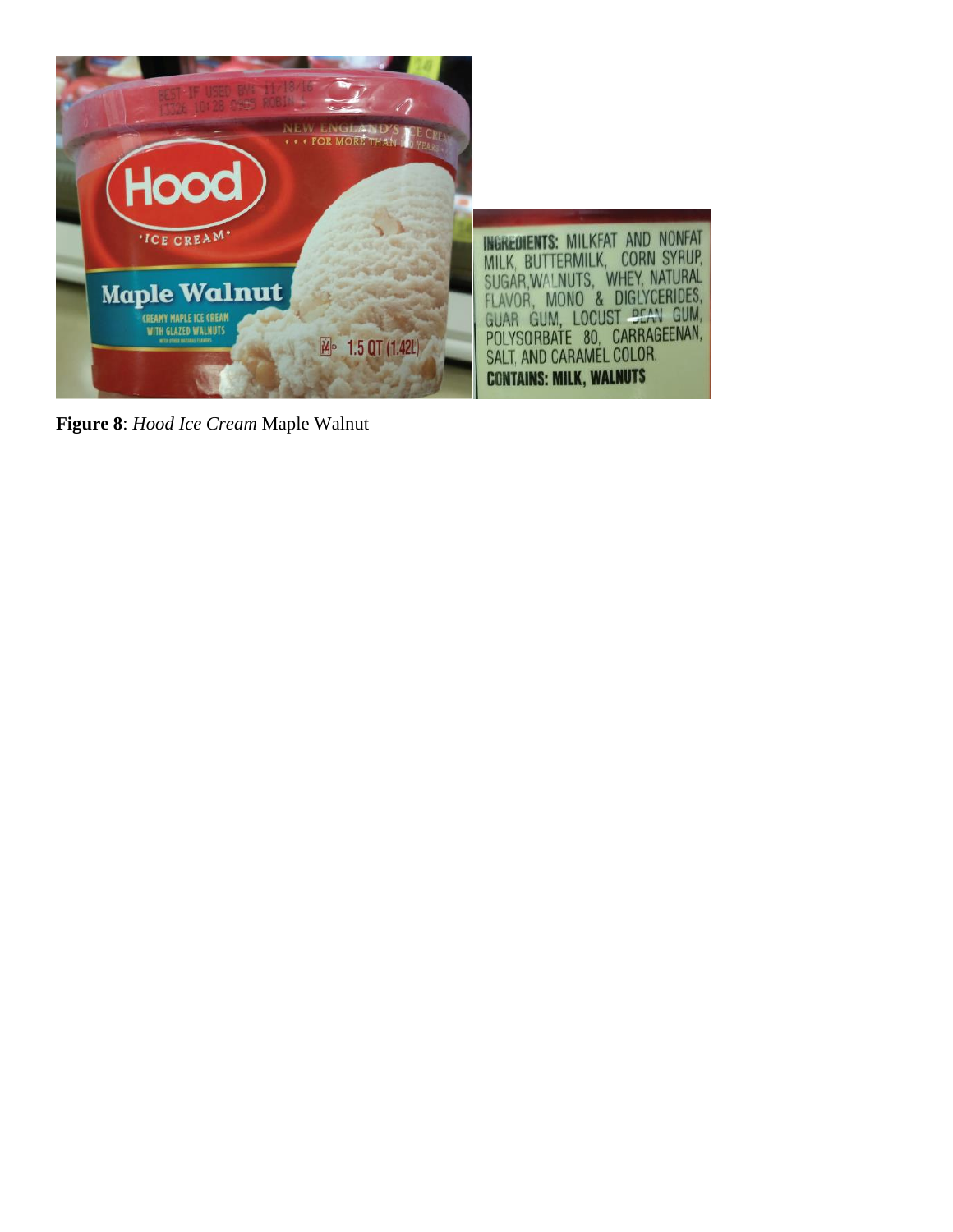**Figure 8**: *Hood Ice Cream* Maple Walnut